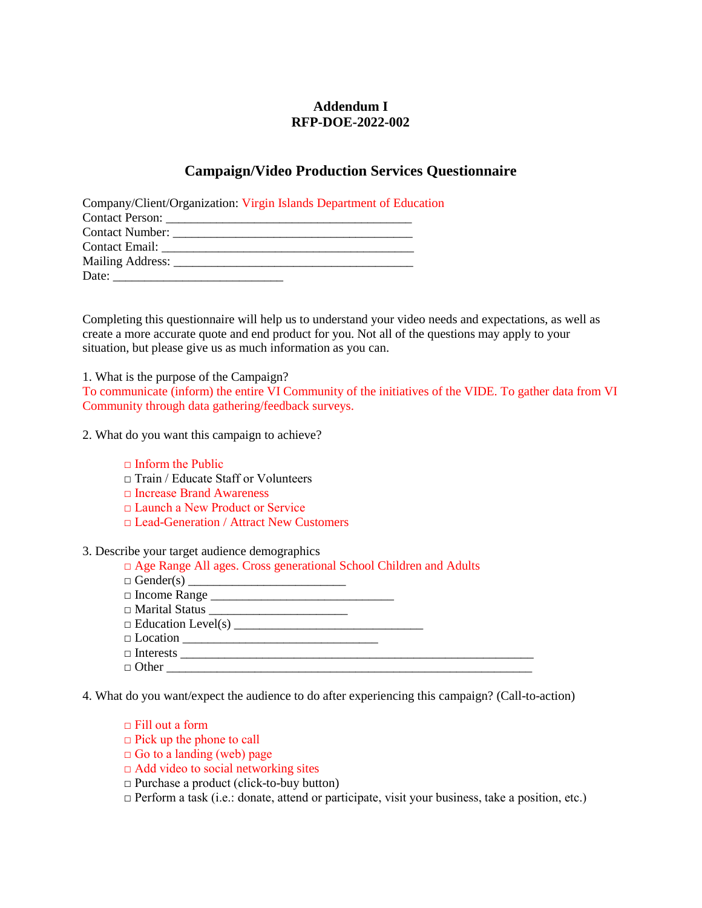**Addendum I**
**RFP-DOE-2022-002**

## Campaign/Video Production Services Questionnaire

Company/Client/Organization: Virgin Islands Department of Education
Contact Person: _______________________________________
Contact Number: _______________________________________
Contact Email: _______________________________________
Mailing Address: _______________________________________
Date: ___________________________

Completing this questionnaire will help us to understand your video needs and expectations, as well as create a more accurate quote and end product for you. Not all of the questions may apply to your situation, but please give us as much information as you can.

1. What is the purpose of the Campaign?
To communicate (inform) the entire VI Community of the initiatives of the VIDE. To gather data from VI Community through data gathering/feedback surveys.

2. What do you want this campaign to achieve?

□ Inform the Public
□ Train / Educate Staff or Volunteers
□ Increase Brand Awareness
□ Launch a New Product or Service
□ Lead-Generation / Attract New Customers

3. Describe your target audience demographics
□ Age Range All ages. Cross generational School Children and Adults
□ Gender(s) _________________________
□ Income Range ____________________________
□ Marital Status _____________________
□ Education Level(s) ______________________________
□ Location _______________________________
□ Interests ________________________________________________________
□ Other __________________________________________________________

4. What do you want/expect the audience to do after experiencing this campaign? (Call-to-action)

□ Fill out a form
□ Pick up the phone to call
□ Go to a landing (web) page
□ Add video to social networking sites
□ Purchase a product (click-to-buy button)
□ Perform a task (i.e.: donate, attend or participate, visit your business, take a position, etc.)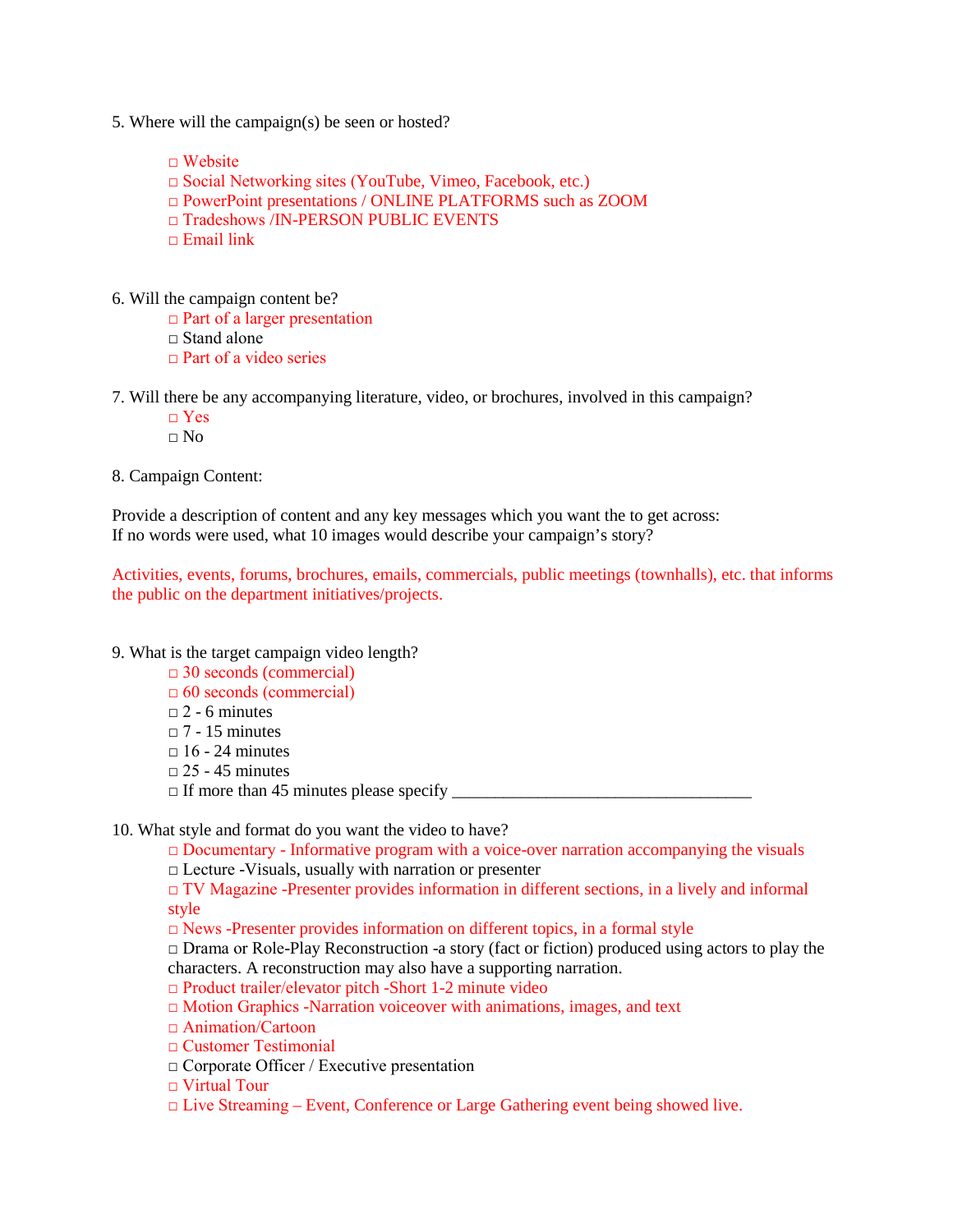5. Where will the campaign(s) be seen or hosted?

- □ Website
- □ Social Networking sites (YouTube, Vimeo, Facebook, etc.)
- □ PowerPoint presentations / ONLINE PLATFORMS such as ZOOM
- □ Tradeshows /IN-PERSON PUBLIC EVENTS
- □ Email link

6. Will the campaign content be?

- □ Part of a larger presentation
- □ Stand alone
- □ Part of a video series

7. Will there be any accompanying literature, video, or brochures, involved in this campaign?

- □ Yes
- □ No

8. Campaign Content:

Provide a description of content and any key messages which you want the to get across:
If no words were used, what 10 images would describe your campaign's story?

Activities, events, forums, brochures, emails, commercials, public meetings (townhalls), etc. that informs the public on the department initiatives/projects.

9. What is the target campaign video length?

- □ 30 seconds (commercial)
- □ 60 seconds (commercial)
- □ 2 - 6 minutes
- □ 7 - 15 minutes
- □ 16 - 24 minutes
- □ 25 - 45 minutes
- □ If more than 45 minutes please specify ___________________________________

10. What style and format do you want the video to have?

- □ Documentary - Informative program with a voice-over narration accompanying the visuals
- □ Lecture -Visuals, usually with narration or presenter
- □ TV Magazine -Presenter provides information in different sections, in a lively and informal style
- □ News -Presenter provides information on different topics, in a formal style
- □ Drama or Role-Play Reconstruction -a story (fact or fiction) produced using actors to play the characters. A reconstruction may also have a supporting narration.
- □ Product trailer/elevator pitch -Short 1-2 minute video
- □ Motion Graphics -Narration voiceover with animations, images, and text
- □ Animation/Cartoon
- □ Customer Testimonial
- □ Corporate Officer / Executive presentation
- □ Virtual Tour
- □ Live Streaming – Event, Conference or Large Gathering event being showed live.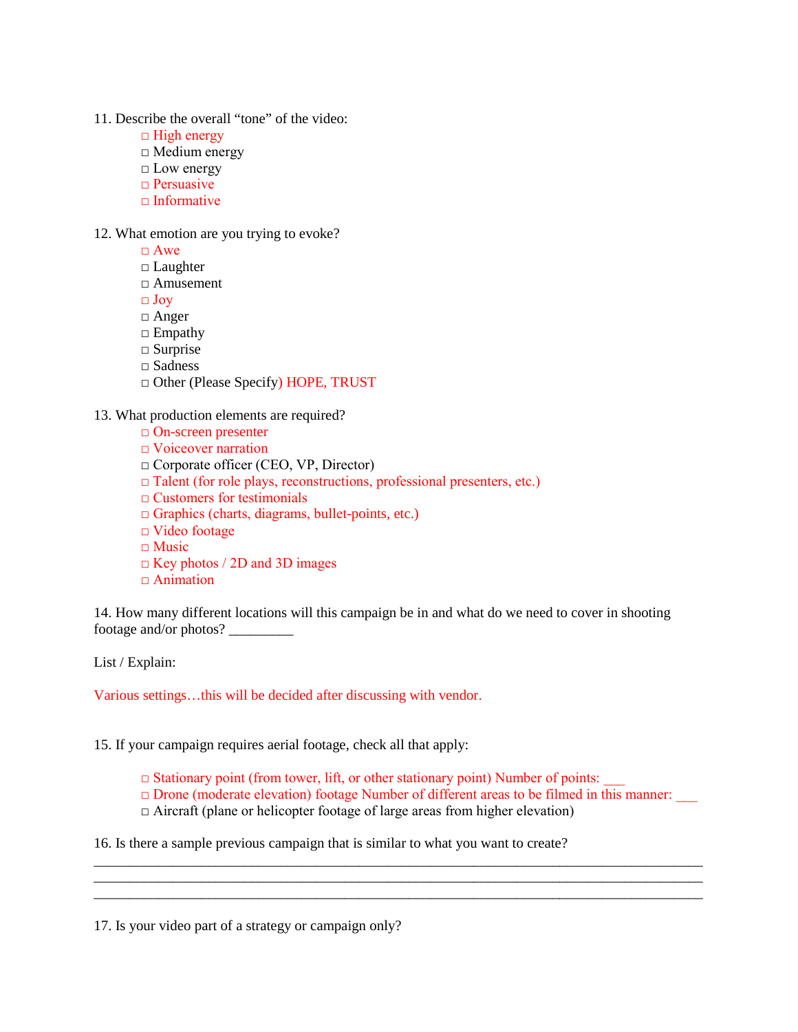11. Describe the overall "tone" of the video:

    □ High energy
    □ Medium energy
    □ Low energy
    □ Persuasive
    □ Informative

12. What emotion are you trying to evoke?

    □ Awe
    □ Laughter
    □ Amusement
    □ Joy
    □ Anger
    □ Empathy
    □ Surprise
    □ Sadness
    □ Other (Please Specify) HOPE, TRUST

13. What production elements are required?

    □ On-screen presenter
    □ Voiceover narration
    □ Corporate officer (CEO, VP, Director)
    □ Talent (for role plays, reconstructions, professional presenters, etc.)
    □ Customers for testimonials
    □ Graphics (charts, diagrams, bullet-points, etc.)
    □ Video footage
    □ Music
    □ Key photos / 2D and 3D images
    □ Animation

14. How many different locations will this campaign be in and what do we need to cover in shooting footage and/or photos? _________

List / Explain:

Various settings…this will be decided after discussing with vendor.

15. If your campaign requires aerial footage, check all that apply:

    □ Stationary point (from tower, lift, or other stationary point) Number of points: ___
    □ Drone (moderate elevation) footage Number of different areas to be filmed in this manner: ___
    □ Aircraft (plane or helicopter footage of large areas from higher elevation)

16. Is there a sample previous campaign that is similar to what you want to create?

_______________________________________________________________________________
_______________________________________________________________________________
_______________________________________________________________________________

17. Is your video part of a strategy or campaign only?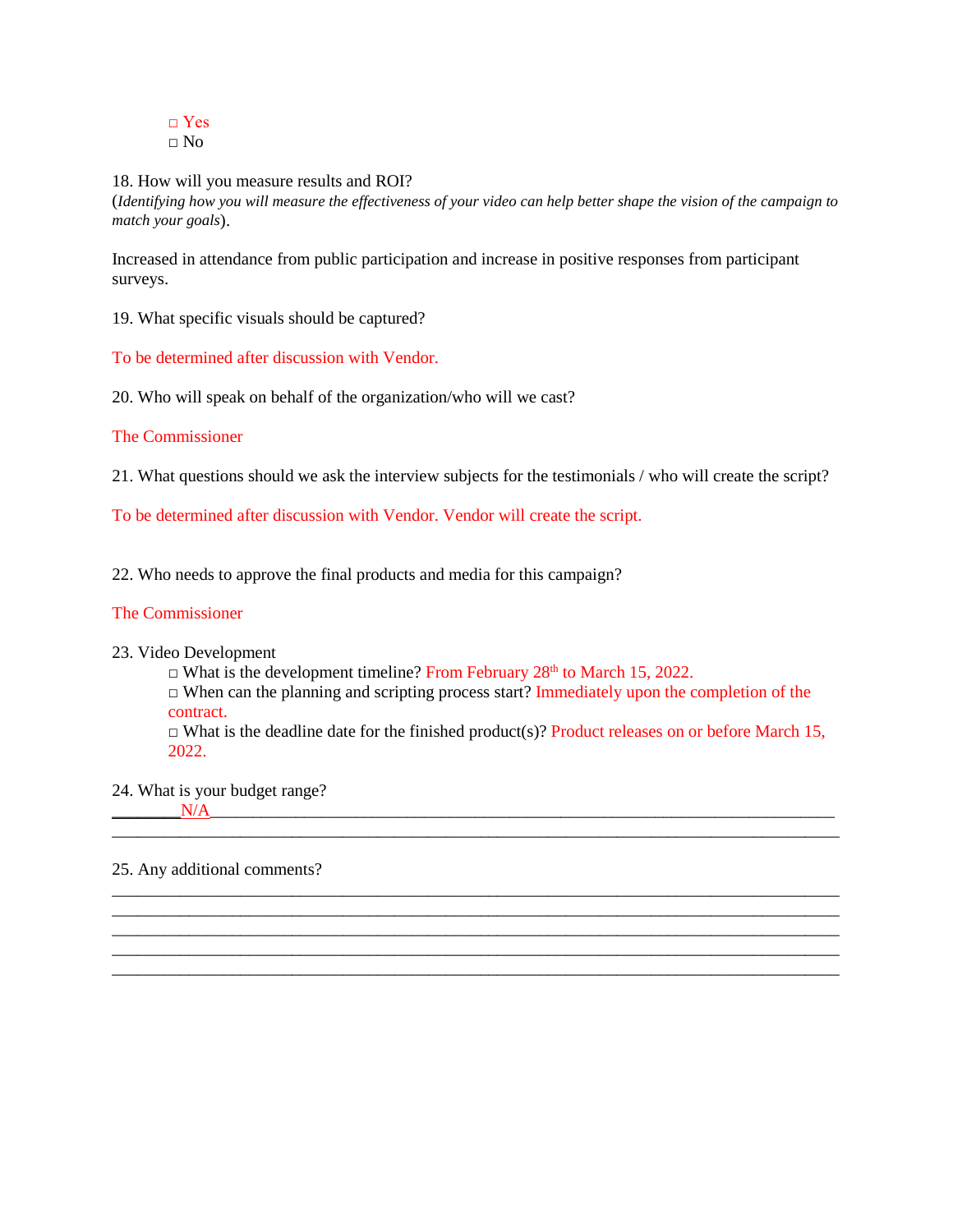□ Yes
□ No

18. How will you measure results and ROI?
(*Identifying how you will measure the effectiveness of your video can help better shape the vision of the campaign to match your goals*).

Increased in attendance from public participation and increase in positive responses from participant surveys.

19. What specific visuals should be captured?

To be determined after discussion with Vendor.

20. Who will speak on behalf of the organization/who will we cast?

The Commissioner

21. What questions should we ask the interview subjects for the testimonials / who will create the script?

To be determined after discussion with Vendor. Vendor will create the script.

22. Who needs to approve the final products and media for this campaign?

The Commissioner

23. Video Development

- □ What is the development timeline? From February 28th to March 15, 2022.
- □ When can the planning and scripting process start? Immediately upon the completion of the contract.
- □ What is the deadline date for the finished product(s)? Product releases on or before March 15, 2022.

24. What is your budget range?
________N/A____________________________________________________________________________
_______________________________________________________________________________________

25. Any additional comments?
_______________________________________________________________________________________
_______________________________________________________________________________________
_______________________________________________________________________________________
_______________________________________________________________________________________
_______________________________________________________________________________________